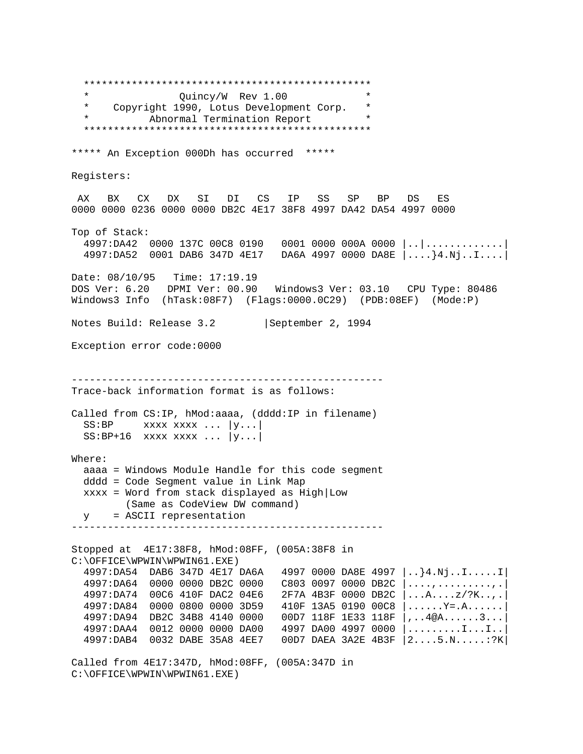```
  ***********************************************
  *              Quincy/W  Rev 1.00             *
  *    Copyright 1990, Lotus Development Corp.  *
  *         Abnormal Termination Report         *
  ***********************************************

***** An Exception 000Dh has occurred  *****

Registers:

 AX   BX   CX   DX   SI   DI   CS   IP   SS   SP   BP   DS   ES
0000 0000 0236 0000 0000 DB2C 4E17 38F8 4997 DA42 DA54 4997 0000

Top of Stack:
  4997:DA42  0000 137C 00C8 0190   0001 0000 000A 0000 |..|............|
  4997:DA52  0001 DAB6 347D 4E17   DA6A 4997 0000 DA8E |....}4.Nj..I....|

Date: 08/10/95   Time: 17:19.19
DOS Ver: 6.20   DPMI Ver: 00.90   Windows3 Ver: 03.10   CPU Type: 80486
Windows3 Info  (hTask:08F7)  (Flags:0000.0C29)  (PDB:08EF)  (Mode:P)

Notes Build: Release 3.2        |September 2, 1994

Exception error code:0000


----------------------------------------------------
Trace-back information format is as follows:

Called from CS:IP, hMod:aaaa, (dddd:IP in filename)
  SS:BP     xxxx xxxx ... |y...|
  SS:BP+16  xxxx xxxx ... |y...|

Where:
  aaaa = Windows Module Handle for this code segment
  dddd = Code Segment value in Link Map
  xxxx = Word from stack displayed as High|Low
         (Same as CodeView DW command)
  y    = ASCII representation
----------------------------------------------------

Stopped at  4E17:38F8, hMod:08FF, (005A:38F8 in
C:\OFFICE\WPWIN\WPWIN61.EXE)
  4997:DA54  DAB6 347D 4E17 DA6A   4997 0000 DA8E 4997 |..}4.Nj..I.....I|
  4997:DA64  0000 0000 DB2C 0000   C803 0097 0000 DB2C |....,.........,.|
  4997:DA74  00C6 410F DAC2 04E6   2F7A 4B3F 0000 DB2C |...A....z/?K..,.|
  4997:DA84  0000 0800 0000 3D59   410F 13A5 0190 00C8 |......Y=.A......|
  4997:DA94  DB2C 34B8 4140 0000   00D7 118F 1E33 118F |,..4@A......3...|
  4997:DAA4  0012 0000 0000 DA00   4997 DA00 4997 0000 |.........I...I..|
  4997:DAB4  0032 DABE 35A8 4EE7   00D7 DAEA 3A2E 4B3F |2....5.N.....:?K|

Called from 4E17:347D, hMod:08FF, (005A:347D in
C:\OFFICE\WPWIN\WPWIN61.EXE)
```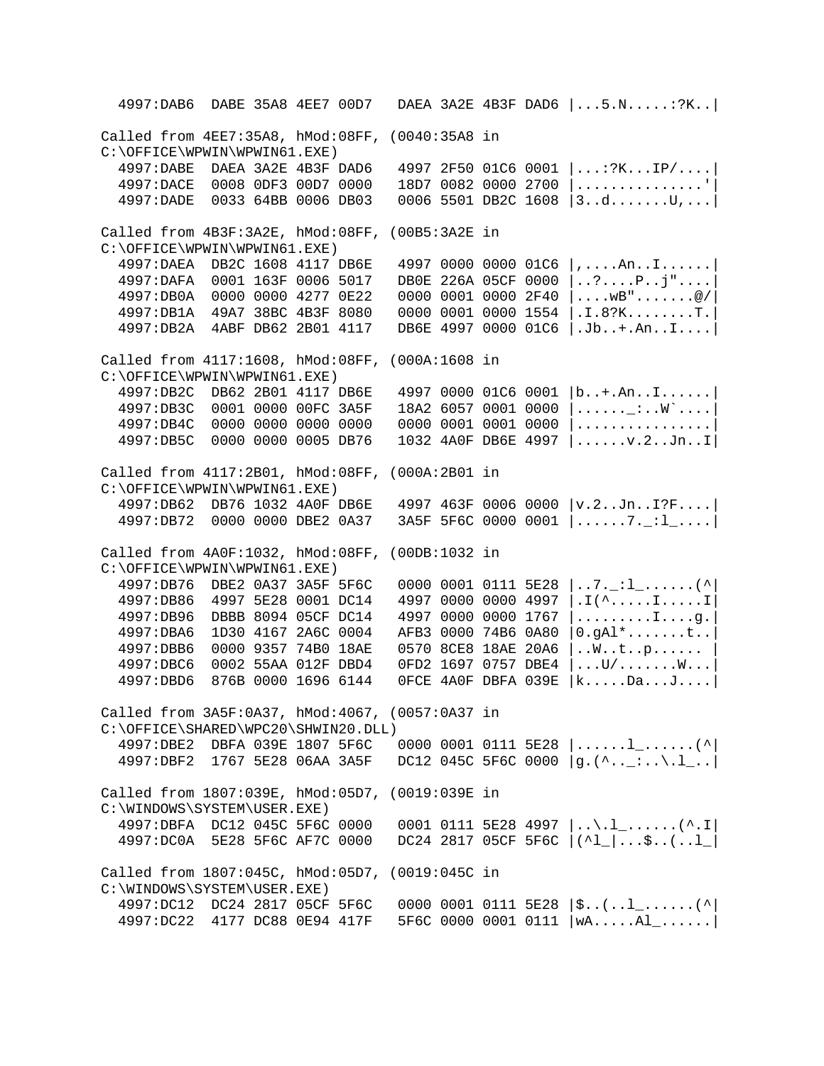```
  4997:DAB6  DABE 35A8 4EE7 00D7   DAEA 3A2E 4B3F DAD6 |...5.N.....:?K..|

Called from 4EE7:35A8, hMod:08FF, (0040:35A8 in
C:\OFFICE\WPWIN\WPWIN61.EXE)
  4997:DABE  DAEA 3A2E 4B3F DAD6   4997 2F50 01C6 0001 |...:?K...IP/....|
  4997:DACE  0008 0DF3 00D7 0000   18D7 0082 0000 2700 |...............'|
  4997:DADE  0033 64BB 0006 DB03   0006 5501 DB2C 1608 |3..d.......U,...|

Called from 4B3F:3A2E, hMod:08FF, (00B5:3A2E in
C:\OFFICE\WPWIN\WPWIN61.EXE)
  4997:DAEA  DB2C 1608 4117 DB6E   4997 0000 0000 01C6 |,....An..I......|
  4997:DAFA  0001 163F 0006 5017   DB0E 226A 05CF 0000 |..?....P..j"....|
  4997:DB0A  0000 0000 4277 0E22   0000 0001 0000 2F40 |....wB".......@/|
  4997:DB1A  49A7 38BC 4B3F 8080   0000 0001 0000 1554 |.I.8?K........T.|
  4997:DB2A  4ABF DB62 2B01 4117   DB6E 4997 0000 01C6 |.Jb..+.An..I....|

Called from 4117:1608, hMod:08FF, (000A:1608 in
C:\OFFICE\WPWIN\WPWIN61.EXE)
  4997:DB2C  DB62 2B01 4117 DB6E   4997 0000 01C6 0001 |b..+.An..I......|
  4997:DB3C  0001 0000 00FC 3A5F   18A2 6057 0001 0000 |......_:..W`....|
  4997:DB4C  0000 0000 0000 0000   0000 0001 0001 0000 |................|
  4997:DB5C  0000 0000 0005 DB76   1032 4A0F DB6E 4997 |......v.2..Jn..I|

Called from 4117:2B01, hMod:08FF, (000A:2B01 in
C:\OFFICE\WPWIN\WPWIN61.EXE)
  4997:DB62  DB76 1032 4A0F DB6E   4997 463F 0006 0000 |v.2..Jn..I?F....|
  4997:DB72  0000 0000 DBE2 0A37   3A5F 5F6C 0000 0001 |......7._:l_....|

Called from 4A0F:1032, hMod:08FF, (00DB:1032 in
C:\OFFICE\WPWIN\WPWIN61.EXE)
  4997:DB76  DBE2 0A37 3A5F 5F6C   0000 0001 0111 5E28 |..7._:l_......(^|
  4997:DB86  4997 5E28 0001 DC14   4997 0000 0000 4997 |.I(^.....I.....I|
  4997:DB96  DBBB 8094 05CF DC14   4997 0000 0000 1767 |.........I....g.|
  4997:DBA6  1D30 4167 2A6C 0004   AFB3 0000 74B6 0A80 |0.gAl*.......t..|
  4997:DBB6  0000 9357 74B0 18AE   0570 8CE8 18AE 20A6 |..W..t..p...... |
  4997:DBC6  0002 55AA 012F DBD4   0FD2 1697 0757 DBE4 |...U/.......W...|
  4997:DBD6  876B 0000 1696 6144   0FCE 4A0F DBFA 039E |k.....Da...J....|

Called from 3A5F:0A37, hMod:4067, (0057:0A37 in
C:\OFFICE\SHARED\WPC20\SHWIN20.DLL)
  4997:DBE2  DBFA 039E 1807 5F6C   0000 0001 0111 5E28 |......l_......(^|
  4997:DBF2  1767 5E28 06AA 3A5F   DC12 045C 5F6C 0000 |g.(^.._:..\.l_..|

Called from 1807:039E, hMod:05D7, (0019:039E in
C:\WINDOWS\SYSTEM\USER.EXE)
  4997:DBFA  DC12 045C 5F6C 0000   0001 0111 5E28 4997 |..\.l_......(^.I|
  4997:DC0A  5E28 5F6C AF7C 0000   DC24 2817 05CF 5F6C |(^l_|...$..(..l_|

Called from 1807:045C, hMod:05D7, (0019:045C in
C:\WINDOWS\SYSTEM\USER.EXE)
  4997:DC12  DC24 2817 05CF 5F6C   0000 0001 0111 5E28 |$..(..l_......(^|
  4997:DC22  4177 DC88 0E94 417F   5F6C 0000 0001 0111 |wA.....Al_......|
```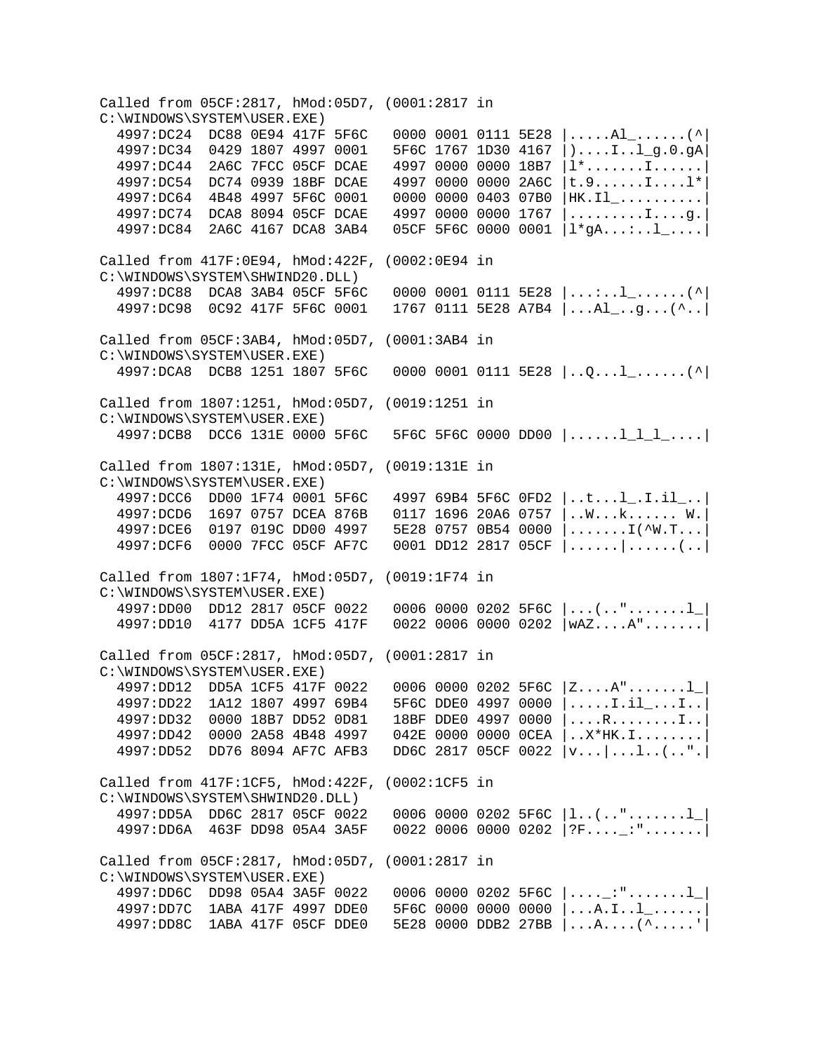```
Called from 05CF:2817, hMod:05D7, (0001:2817 in
C:\WINDOWS\SYSTEM\USER.EXE)
  4997:DC24  DC88 0E94 417F 5F6C   0000 0001 0111 5E28 |.....Al_......(^|
  4997:DC34  0429 1807 4997 0001   5F6C 1767 1D30 4167 |)....I..l_g.0.gA|
  4997:DC44  2A6C 7FCC 05CF DCAE   4997 0000 0000 18B7 |l*.......I......|
  4997:DC54  DC74 0939 18BF DCAE   4997 0000 0000 2A6C |t.9......I....l*|
  4997:DC64  4B48 4997 5F6C 0001   0000 0000 0403 07B0 |HK.Il_..........|
  4997:DC74  DCA8 8094 05CF DCAE   4997 0000 0000 1767 |.........I....g.|
  4997:DC84  2A6C 4167 DCA8 3AB4   05CF 5F6C 0000 0001 |l*gA...:..l_....|

Called from 417F:0E94, hMod:422F, (0002:0E94 in
C:\WINDOWS\SYSTEM\SHWIND20.DLL)
  4997:DC88  DCA8 3AB4 05CF 5F6C   0000 0001 0111 5E28 |...:..l_......(^|
  4997:DC98  0C92 417F 5F6C 0001   1767 0111 5E28 A7B4 |...Al_..g...(^..|

Called from 05CF:3AB4, hMod:05D7, (0001:3AB4 in
C:\WINDOWS\SYSTEM\USER.EXE)
  4997:DCA8  DCB8 1251 1807 5F6C   0000 0001 0111 5E28 |..Q...l_......(^|

Called from 1807:1251, hMod:05D7, (0019:1251 in
C:\WINDOWS\SYSTEM\USER.EXE)
  4997:DCB8  DCC6 131E 0000 5F6C   5F6C 5F6C 0000 DD00 |......l_l_l_....|

Called from 1807:131E, hMod:05D7, (0019:131E in
C:\WINDOWS\SYSTEM\USER.EXE)
  4997:DCC6  DD00 1F74 0001 5F6C   4997 69B4 5F6C 0FD2 |..t...l_.I.il_..|
  4997:DCD6  1697 0757 DCEA 876B   0117 1696 20A6 0757 |..W...k...... W.|
  4997:DCE6  0197 019C DD00 4997   5E28 0757 0B54 0000 |.......I(^W.T...|
  4997:DCF6  0000 7FCC 05CF AF7C   0001 DD12 2817 05CF |......|......(..|

Called from 1807:1F74, hMod:05D7, (0019:1F74 in
C:\WINDOWS\SYSTEM\USER.EXE)
  4997:DD00  DD12 2817 05CF 0022   0006 0000 0202 5F6C |...(.."......l_|
  4997:DD10  4177 DD5A 1CF5 417F   0022 0006 0000 0202 |wAZ....A"......|

Called from 05CF:2817, hMod:05D7, (0001:2817 in
C:\WINDOWS\SYSTEM\USER.EXE)
  4997:DD12  DD5A 1CF5 417F 0022   0006 0000 0202 5F6C |Z....A"......l_|
  4997:DD22  1A12 1807 4997 69B4   5F6C DDE0 4997 0000 |.....I.il_...I..|
  4997:DD32  0000 18B7 DD52 0D81   18BF DDE0 4997 0000 |....R........I..|
  4997:DD42  0000 2A58 4B48 4997   042E 0000 0000 0CEA |..X*HK.I........|
  4997:DD52  DD76 8094 AF7C AFB3   DD6C 2817 05CF 0022 |v...|...l..(..".|

Called from 417F:1CF5, hMod:422F, (0002:1CF5 in
C:\WINDOWS\SYSTEM\SHWIND20.DLL)
  4997:DD5A  DD6C 2817 05CF 0022   0006 0000 0202 5F6C |l..(.."......l_|
  4997:DD6A  463F DD98 05A4 3A5F   0022 0006 0000 0202 |?F...._:"......|

Called from 05CF:2817, hMod:05D7, (0001:2817 in
C:\WINDOWS\SYSTEM\USER.EXE)
  4997:DD6C  DD98 05A4 3A5F 0022   0006 0000 0202 5F6C |...._:"......l_|
  4997:DD7C  1ABA 417F 4997 DDE0   5F6C 0000 0000 0000 |...A.I..l_......|
  4997:DD8C  1ABA 417F 05CF DDE0   5E28 0000 DDB2 27BB |...A....(^.....'|
```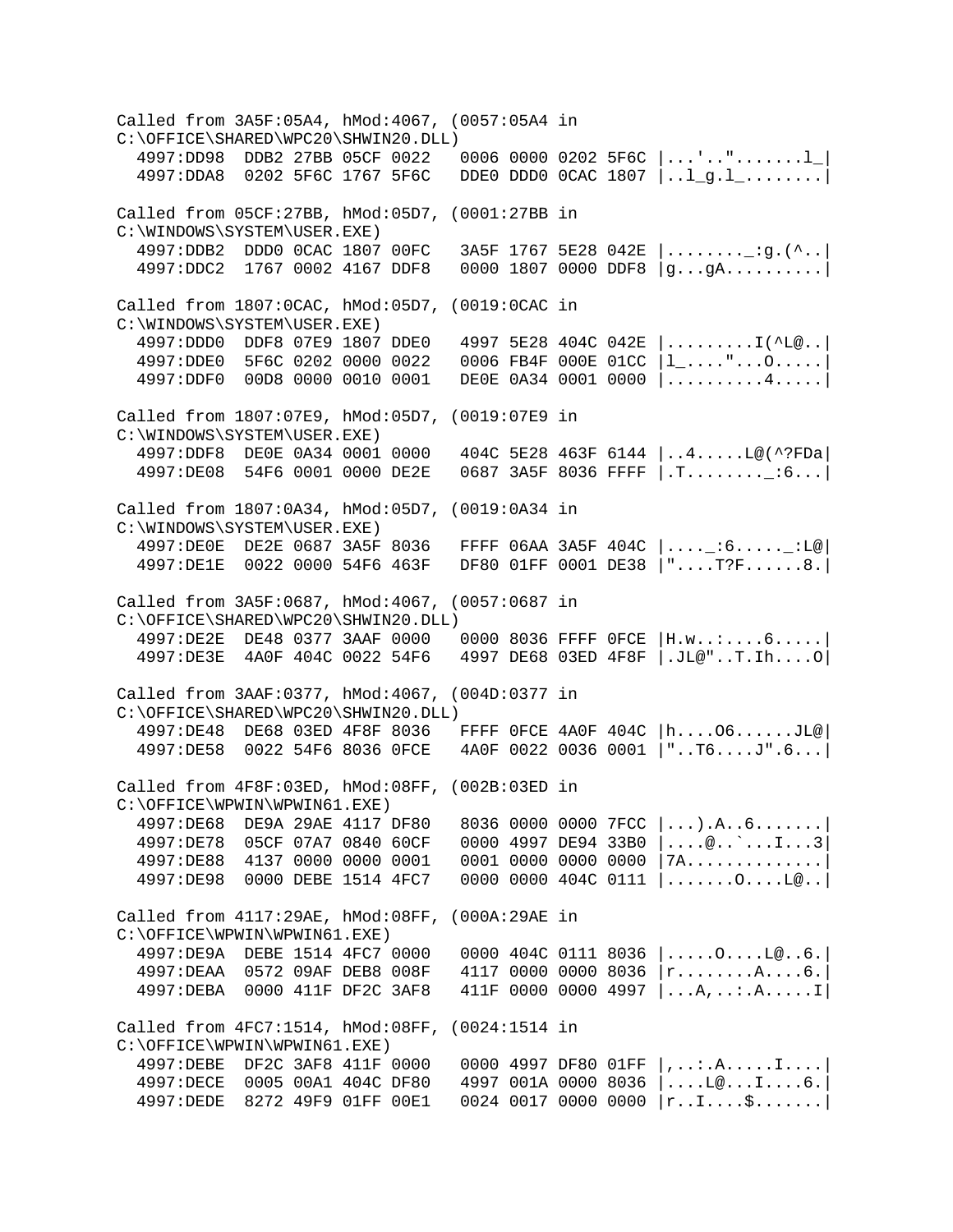```
Called from 3A5F:05A4, hMod:4067, (0057:05A4 in
C:\OFFICE\SHARED\WPC20\SHWIN20.DLL)
  4997:DD98  DDB2 27BB 05CF 0022   0006 0000 0202 5F6C |...'.."......l_|
  4997:DDA8  0202 5F6C 1767 5F6C   DDE0 DDD0 0CAC 1807 |..l_g.l_........|

Called from 05CF:27BB, hMod:05D7, (0001:27BB in
C:\WINDOWS\SYSTEM\USER.EXE)
  4997:DDB2  DDD0 0CAC 1807 00FC   3A5F 1767 5E28 042E |........_:g.(^..|
  4997:DDC2  1767 0002 4167 DDF8   0000 1807 0000 DDF8 |g...gA..........|

Called from 1807:0CAC, hMod:05D7, (0019:0CAC in
C:\WINDOWS\SYSTEM\USER.EXE)
  4997:DDD0  DDF8 07E9 1807 DDE0   4997 5E28 404C 042E |.........I(^L@..|
  4997:DDE0  5F6C 0202 0000 0022   0006 FB4F 000E 01CC |l_....."...O.....|
  4997:DDF0  00D8 0000 0010 0001   DE0E 0A34 0001 0000 |..........4.....|

Called from 1807:07E9, hMod:05D7, (0019:07E9 in
C:\WINDOWS\SYSTEM\USER.EXE)
  4997:DDF8  DE0E 0A34 0001 0000   404C 5E28 463F 6144 |..4.....L@(^?FDa|
  4997:DE08  54F6 0001 0000 DE2E   0687 3A5F 8036 FFFF |.T........_:6...|

Called from 1807:0A34, hMod:05D7, (0019:0A34 in
C:\WINDOWS\SYSTEM\USER.EXE)
  4997:DE0E  DE2E 0687 3A5F 8036   FFFF 06AA 3A5F 404C |...._:6....._:L@|
  4997:DE1E  0022 0000 54F6 463F   DF80 01FF 0001 DE38 |"....T?F......8.|

Called from 3A5F:0687, hMod:4067, (0057:0687 in
C:\OFFICE\SHARED\WPC20\SHWIN20.DLL)
  4997:DE2E  DE48 0377 3AAF 0000   0000 8036 FFFF 0FCE |H.w..:....6.....|
  4997:DE3E  4A0F 404C 0022 54F6   4997 DE68 03ED 4F8F |.JL@"..T.Ih....O|

Called from 3AAF:0377, hMod:4067, (004D:0377 in
C:\OFFICE\SHARED\WPC20\SHWIN20.DLL)
  4997:DE48  DE68 03ED 4F8F 8036   FFFF 0FCE 4A0F 404C |h....O6......JL@|
  4997:DE58  0022 54F6 8036 0FCE   4A0F 0022 0036 0001 |"..T6....J".6...|

Called from 4F8F:03ED, hMod:08FF, (002B:03ED in
C:\OFFICE\WPWIN\WPWIN61.EXE)
  4997:DE68  DE9A 29AE 4117 DF80   8036 0000 0000 7FCC |...).A..6.......|
  4997:DE78  05CF 07A7 0840 60CF   0000 4997 DE94 33B0 |....@..`...I...3|
  4997:DE88  4137 0000 0000 0001   0001 0000 0000 0000 |7A..............|
  4997:DE98  0000 DEBE 1514 4FC7   0000 0000 404C 0111 |.......O....L@..|

Called from 4117:29AE, hMod:08FF, (000A:29AE in
C:\OFFICE\WPWIN\WPWIN61.EXE)
  4997:DE9A  DEBE 1514 4FC7 0000   0000 404C 0111 8036 |.....O....L@..6.|
  4997:DEAA  0572 09AF DEB8 008F   4117 0000 0000 8036 |r........A....6.|
  4997:DEBA  0000 411F DF2C 3AF8   411F 0000 0000 4997 |...A,..:.A.....I|

Called from 4FC7:1514, hMod:08FF, (0024:1514 in
C:\OFFICE\WPWIN\WPWIN61.EXE)
  4997:DEBE  DF2C 3AF8 411F 0000   0000 4997 DF80 01FF |,..:.A.....I....|
  4997:DECE  0005 00A1 404C DF80   4997 001A 0000 8036 |....L@...I....6.|
  4997:DEDE  8272 49F9 01FF 00E1   0024 0017 0000 0000 |r..I....$.......|
```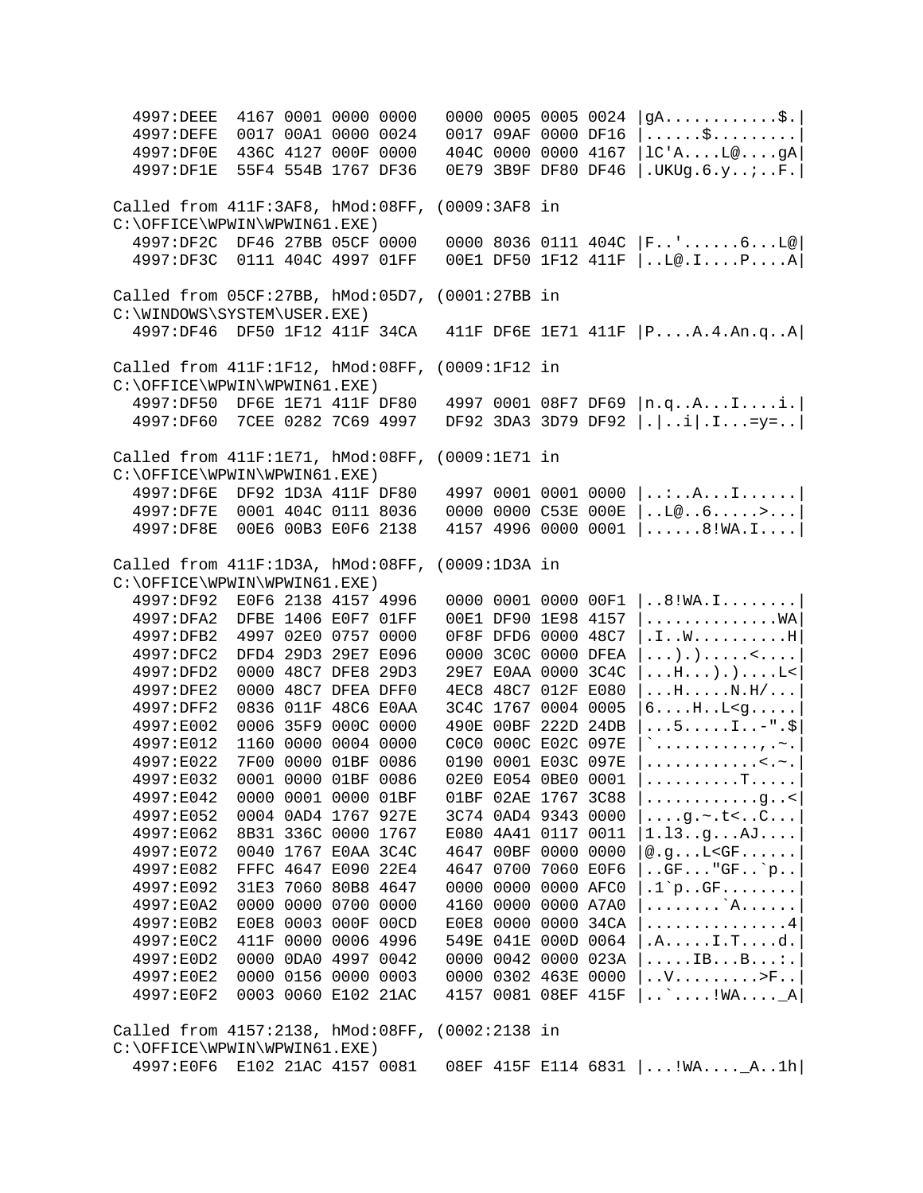```
  4997:DEEE  4167 0001 0000 0000   0000 0005 0005 0024 |gA............$.|
  4997:DEFE  0017 00A1 0000 0024   0017 09AF 0000 DF16 |......$.........|
  4997:DF0E  436C 4127 000F 0000   404C 0000 0000 4167 |lC'A....L@....gA|
  4997:DF1E  55F4 554B 1767 DF36   0E79 3B9F DF80 DF46 |.UKUg.6.y..;..F.|

Called from 411F:3AF8, hMod:08FF, (0009:3AF8 in
C:\OFFICE\WPWIN\WPWIN61.EXE)
  4997:DF2C  DF46 27BB 05CF 0000   0000 8036 0111 404C |F..'......6...L@|
  4997:DF3C  0111 404C 4997 01FF   00E1 DF50 1F12 411F |..L@.I....P....A|

Called from 05CF:27BB, hMod:05D7, (0001:27BB in
C:\WINDOWS\SYSTEM\USER.EXE)
  4997:DF46  DF50 1F12 411F 34CA   411F DF6E 1E71 411F |P....A.4.An.q..A|

Called from 411F:1F12, hMod:08FF, (0009:1F12 in
C:\OFFICE\WPWIN\WPWIN61.EXE)
  4997:DF50  DF6E 1E71 411F DF80   4997 0001 08F7 DF69 |n.q..A...I....i.|
  4997:DF60  7CEE 0282 7C69 4997   DF92 3DA3 3D79 DF92 |.|..i|.I...=y=..|

Called from 411F:1E71, hMod:08FF, (0009:1E71 in
C:\OFFICE\WPWIN\WPWIN61.EXE)
  4997:DF6E  DF92 1D3A 411F DF80   4997 0001 0001 0000 |..:..A...I......|
  4997:DF7E  0001 404C 0111 8036   0000 0000 C53E 000E |..L@..6.....>...|
  4997:DF8E  00E6 00B3 E0F6 2138   4157 4996 0000 0001 |......8!WA.I....|

Called from 411F:1D3A, hMod:08FF, (0009:1D3A in
C:\OFFICE\WPWIN\WPWIN61.EXE)
  4997:DF92  E0F6 2138 4157 4996   0000 0001 0000 00F1 |..8!WA.I........|
  4997:DFA2  DFBE 1406 E0F7 01FF   00E1 DF90 1E98 4157 |..............WA|
  4997:DFB2  4997 02E0 0757 0000   0F8F DFD6 0000 48C7 |.I..W..........H|
  4997:DFC2  DFD4 29D3 29E7 E096   0000 3C0C 0000 DFEA |...).).....<....|
  4997:DFD2  0000 48C7 DFE8 29D3   29E7 E0AA 0000 3C4C |...H...).)....L<|
  4997:DFE2  0000 48C7 DFEA DFF0   4EC8 48C7 012F E080 |...H.....N.H/...|
  4997:DFF2  0836 011F 48C6 E0AA   3C4C 1767 0004 0005 |6....H..L<g.....|
  4997:E002  0006 35F9 000C 0000   490E 00BF 222D 24DB |...5.....I..-".$|
  4997:E012  1160 0000 0004 0000   C0C0 000C E02C 097E |`...........,.~.|
  4997:E022  7F00 0000 01BF 0086   0190 0001 E03C 097E |............<.~.|
  4997:E032  0001 0000 01BF 0086   02E0 E054 0BE0 0001 |..........T.....|
  4997:E042  0000 0001 0000 01BF   01BF 02AE 1767 3C88 |............g..<|
  4997:E052  0004 0AD4 1767 927E   3C74 0AD4 9343 0000 |....g.~.t<..C...|
  4997:E062  8B31 336C 0000 1767   E080 4A41 0117 0011 |1.l3..g...AJ....|
  4997:E072  0040 1767 E0AA 3C4C   4647 00BF 0000 0000 |@.g...L<GF......|
  4997:E082  FFFC 4647 E090 22E4   4647 0700 7060 E0F6 |..GF..."GF..`p..|
  4997:E092  31E3 7060 80B8 4647   0000 0000 0000 AFC0 |.1`p..GF........|
  4997:E0A2  0000 0000 0700 0000   4160 0000 0000 A7A0 |........`A......|
  4997:E0B2  E0E8 0003 000F 00CD   E0E8 0000 0000 34CA |...............4|
  4997:E0C2  411F 0000 0006 4996   549E 041E 000D 0064 |.A.....I.T....d.|
  4997:E0D2  0000 0DA0 4997 0042   0000 0042 0000 023A |.....IB...B...:.|
  4997:E0E2  0000 0156 0000 0003   0000 0302 463E 0000 |..V.........>F..|
  4997:E0F2  0003 0060 E102 21AC   4157 0081 08EF 415F |..`....!WA...._A|

Called from 4157:2138, hMod:08FF, (0002:2138 in
C:\OFFICE\WPWIN\WPWIN61.EXE)
  4997:E0F6  E102 21AC 4157 0081   08EF 415F E114 6831 |...!WA...._A..1h|
```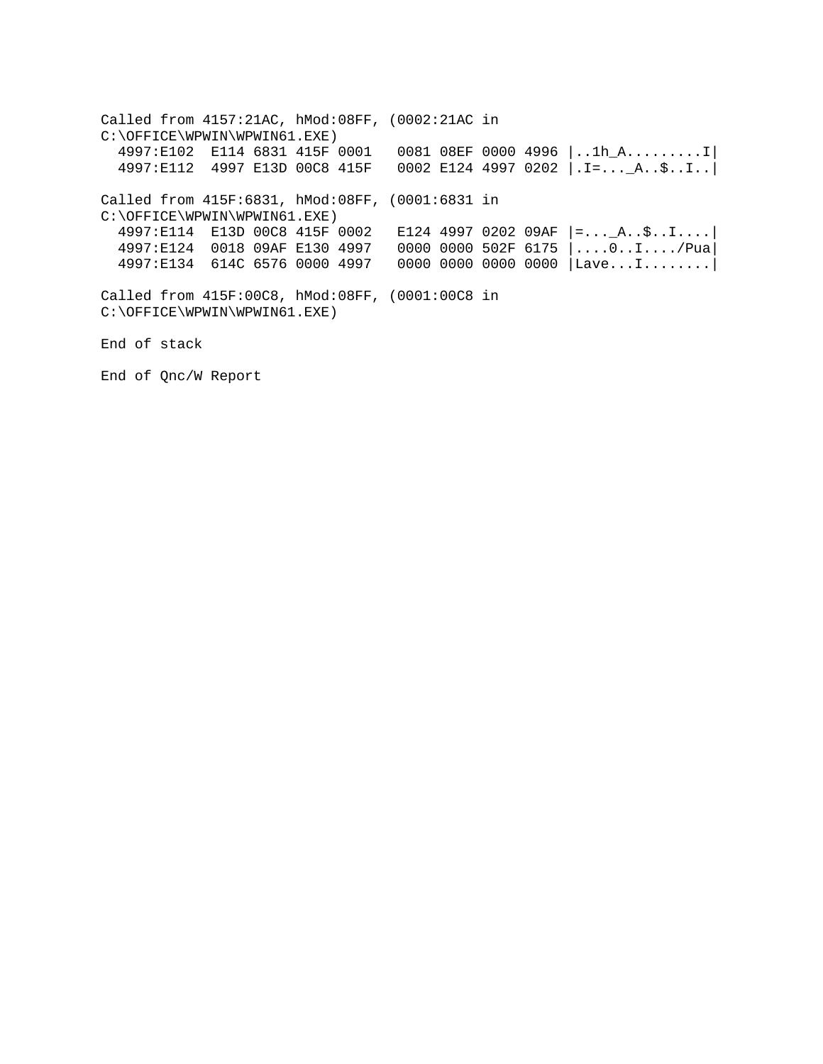```
Called from 4157:21AC, hMod:08FF, (0002:21AC in
C:\OFFICE\WPWIN\WPWIN61.EXE)
  4997:E102  E114 6831 415F 0001   0081 08EF 0000 4996 |..1h_A.........I|
  4997:E112  4997 E13D 00C8 415F   0002 E124 4997 0202 |.I=..._A..$..I..|

Called from 415F:6831, hMod:08FF, (0001:6831 in
C:\OFFICE\WPWIN\WPWIN61.EXE)
  4997:E114  E13D 00C8 415F 0002   E124 4997 0202 09AF |=..._A..$..I....|
  4997:E124  0018 09AF E130 4997   0000 0000 502F 6175 |....0..I..../Pua|
  4997:E134  614C 6576 0000 4997   0000 0000 0000 0000 |Lave...I........|

Called from 415F:00C8, hMod:08FF, (0001:00C8 in
C:\OFFICE\WPWIN\WPWIN61.EXE)

End of stack

End of Qnc/W Report
```